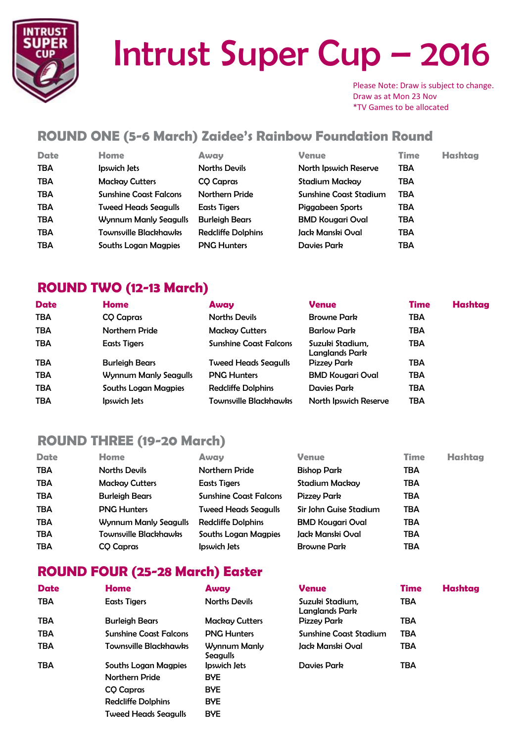# Intrust Super Cup – 2016

Please Note: Draw is subject to change.
Draw as at Mon 23 Nov
*TV Games to be allocated

## ROUND ONE (5-6 March) Zaidee's Rainbow Foundation Round

| Date | Home | Away | Venue | Time | Hashtag |
|---|---|---|---|---|---|
| TBA | Ipswich Jets | Norths Devils | North Ipswich Reserve | TBA | |
| TBA | Mackay Cutters | CQ Capras | Stadium Mackay | TBA | |
| TBA | Sunshine Coast Falcons | Northern Pride | Sunshine Coast Stadium | TBA | |
| TBA | Tweed Heads Seagulls | Easts Tigers | Piggabeen Sports | TBA | |
| TBA | Wynnum Manly Seagulls | Burleigh Bears | BMD Kougari Oval | TBA | |
| TBA | Townsville Blackhawks | Redcliffe Dolphins | Jack Manski Oval | TBA | |
| TBA | Souths Logan Magpies | PNG Hunters | Davies Park | TBA | |

## ROUND TWO (12-13 March)

| Date | Home | Away | Venue | Time | Hashtag |
|---|---|---|---|---|---|
| TBA | CQ Capras | Norths Devils | Browne Park | TBA | |
| TBA | Northern Pride | Mackay Cutters | Barlow Park | TBA | |
| TBA | Easts Tigers | Sunshine Coast Falcons | Suzuki Stadium, Langlands Park | TBA | |
| TBA | Burleigh Bears | Tweed Heads Seagulls | Pizzey Park | TBA | |
| TBA | Wynnum Manly Seagulls | PNG Hunters | BMD Kougari Oval | TBA | |
| TBA | Souths Logan Magpies | Redcliffe Dolphins | Davies Park | TBA | |
| TBA | Ipswich Jets | Townsville Blackhawks | North Ipswich Reserve | TBA | |

## ROUND THREE (19-20 March)

| Date | Home | Away | Venue | Time | Hashtag |
|---|---|---|---|---|---|
| TBA | Norths Devils | Northern Pride | Bishop Park | TBA | |
| TBA | Mackay Cutters | Easts Tigers | Stadium Mackay | TBA | |
| TBA | Burleigh Bears | Sunshine Coast Falcons | Pizzey Park | TBA | |
| TBA | PNG Hunters | Tweed Heads Seagulls | Sir John Guise Stadium | TBA | |
| TBA | Wynnum Manly Seagulls | Redcliffe Dolphins | BMD Kougari Oval | TBA | |
| TBA | Townsville Blackhawks | Souths Logan Magpies | Jack Manski Oval | TBA | |
| TBA | CQ Capras | Ipswich Jets | Browne Park | TBA | |

## ROUND FOUR (25-28 March) Easter

| Date | Home | Away | Venue | Time | Hashtag |
|---|---|---|---|---|---|
| TBA | Easts Tigers | Norths Devils | Suzuki Stadium, Langlands Park | TBA | |
| TBA | Burleigh Bears | Mackay Cutters | Pizzey Park | TBA | |
| TBA | Sunshine Coast Falcons | PNG Hunters | Sunshine Coast Stadium | TBA | |
| TBA | Townsville Blackhawks | Wynnum Manly Seagulls | Jack Manski Oval | TBA | |
| TBA | Souths Logan Magpies | Ipswich Jets | Davies Park | TBA | |
| | Northern Pride | BYE | | | |
| | CQ Capras | BYE | | | |
| | Redcliffe Dolphins | BYE | | | |
| | Tweed Heads Seagulls | BYE | | | |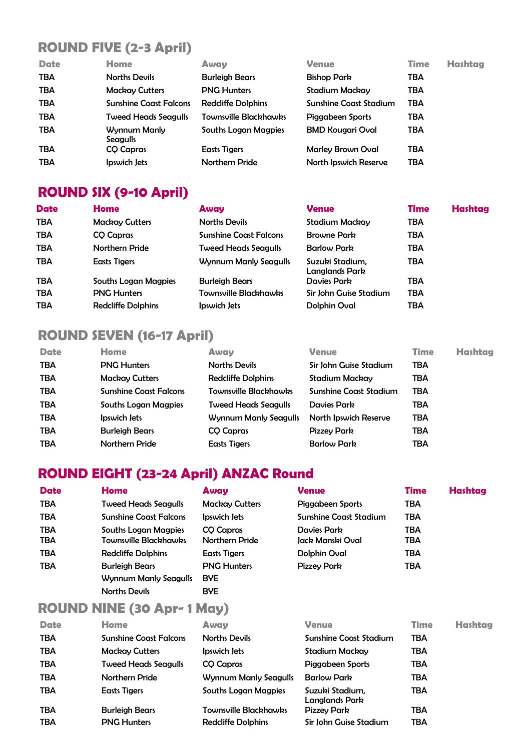## ROUND FIVE (2-3 April)

| Date | Home | Away | Venue | Time | Hashtag |
|---|---|---|---|---|---|
| TBA | Norths Devils | Burleigh Bears | Bishop Park | TBA | |
| TBA | Mackay Cutters | PNG Hunters | Stadium Mackay | TBA | |
| TBA | Sunshine Coast Falcons | Redcliffe Dolphins | Sunshine Coast Stadium | TBA | |
| TBA | Tweed Heads Seagulls | Townsville Blackhawks | Piggabeen Sports | TBA | |
| TBA | Wynnum Manly Seagulls | Souths Logan Magpies | BMD Kougari Oval | TBA | |
| TBA | CQ Capras | Easts Tigers | Marley Brown Oval | TBA | |
| TBA | Ipswich Jets | Northern Pride | North Ipswich Reserve | TBA | |

## ROUND SIX (9-10 April)

| Date | Home | Away | Venue | Time | Hashtag |
|---|---|---|---|---|---|
| TBA | Mackay Cutters | Norths Devils | Stadium Mackay | TBA | |
| TBA | CQ Capras | Sunshine Coast Falcons | Browne Park | TBA | |
| TBA | Northern Pride | Tweed Heads Seagulls | Barlow Park | TBA | |
| TBA | Easts Tigers | Wynnum Manly Seagulls | Suzuki Stadium, Langlands Park | TBA | |
| TBA | Souths Logan Magpies | Burleigh Bears | Davies Park | TBA | |
| TBA | PNG Hunters | Townsville Blackhawks | Sir John Guise Stadium | TBA | |
| TBA | Redcliffe Dolphins | Ipswich Jets | Dolphin Oval | TBA | |

## ROUND SEVEN (16-17 April)

| Date | Home | Away | Venue | Time | Hashtag |
|---|---|---|---|---|---|
| TBA | PNG Hunters | Norths Devils | Sir John Guise Stadium | TBA | |
| TBA | Mackay Cutters | Redcliffe Dolphins | Stadium Mackay | TBA | |
| TBA | Sunshine Coast Falcons | Townsville Blackhawks | Sunshine Coast Stadium | TBA | |
| TBA | Souths Logan Magpies | Tweed Heads Seagulls | Davies Park | TBA | |
| TBA | Ipswich Jets | Wynnum Manly Seagulls | North Ipswich Reserve | TBA | |
| TBA | Burleigh Bears | CQ Capras | Pizzey Park | TBA | |
| TBA | Northern Pride | Easts Tigers | Barlow Park | TBA | |

## ROUND EIGHT (23-24 April) ANZAC Round

| Date | Home | Away | Venue | Time | Hashtag |
|---|---|---|---|---|---|
| TBA | Tweed Heads Seagulls | Mackay Cutters | Piggabeen Sports | TBA | |
| TBA | Sunshine Coast Falcons | Ipswich Jets | Sunshine Coast Stadium | TBA | |
| TBA | Souths Logan Magpies | CQ Capras | Davies Park | TBA | |
| TBA | Townsville Blackhawks | Northern Pride | Jack Manski Oval | TBA | |
| TBA | Redcliffe Dolphins | Easts Tigers | Dolphin Oval | TBA | |
| TBA | Burleigh Bears | PNG Hunters | Pizzey Park | TBA | |
| | Wynnum Manly Seagulls | BYE | | | |
| | Norths Devils | BYE | | | |

## ROUND NINE (30 Apr- 1 May)

| Date | Home | Away | Venue | Time | Hashtag |
|---|---|---|---|---|---|
| TBA | Sunshine Coast Falcons | Norths Devils | Sunshine Coast Stadium | TBA | |
| TBA | Mackay Cutters | Ipswich Jets | Stadium Mackay | TBA | |
| TBA | Tweed Heads Seagulls | CQ Capras | Piggabeen Sports | TBA | |
| TBA | Northern Pride | Wynnum Manly Seagulls | Barlow Park | TBA | |
| TBA | Easts Tigers | Souths Logan Magpies | Suzuki Stadium, Langlands Park | TBA | |
| TBA | Burleigh Bears | Townsville Blackhawks | Pizzey Park | TBA | |
| TBA | PNG Hunters | Redcliffe Dolphins | Sir John Guise Stadium | TBA | |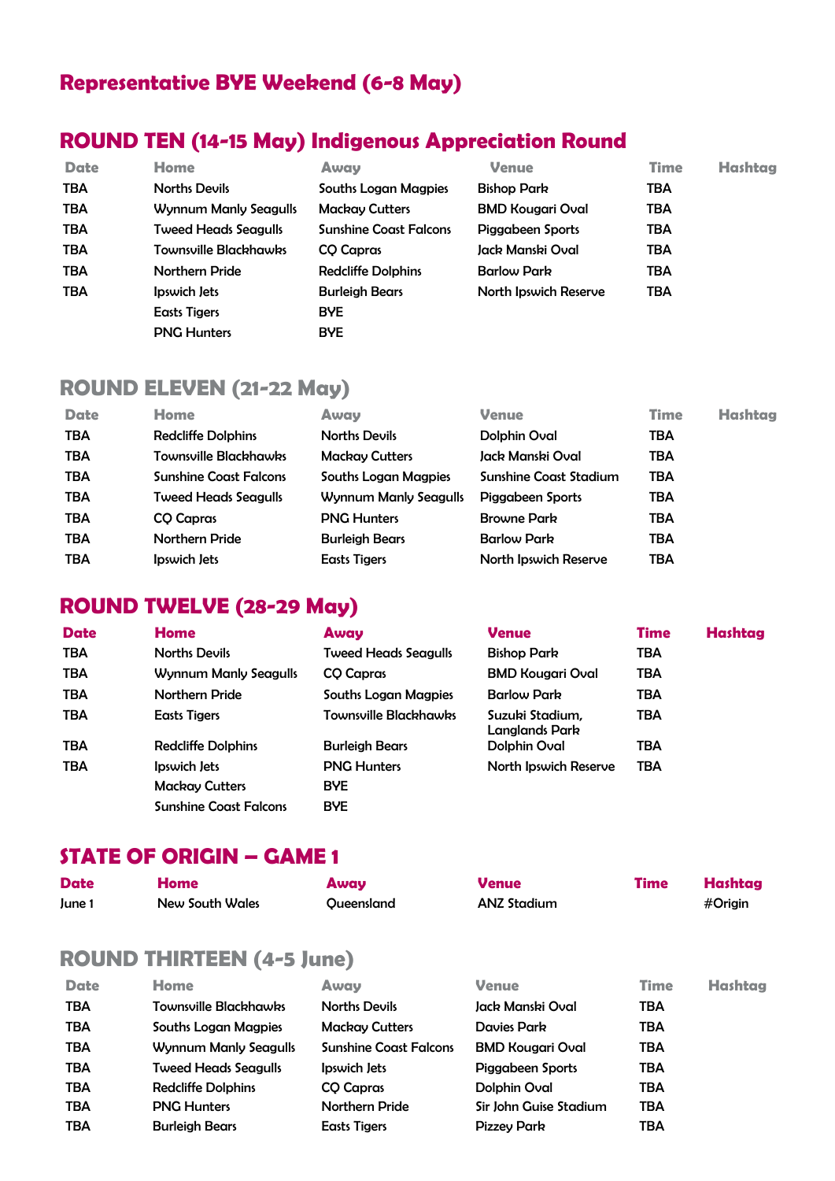## Representative BYE Weekend (6-8 May)

## ROUND TEN (14-15 May) Indigenous Appreciation Round

| Date | Home | Away | Venue | Time | Hashtag |
|---|---|---|---|---|---|
| TBA | Norths Devils | Souths Logan Magpies | Bishop Park | TBA | |
| TBA | Wynnum Manly Seagulls | Mackay Cutters | BMD Kougari Oval | TBA | |
| TBA | Tweed Heads Seagulls | Sunshine Coast Falcons | Piggabeen Sports | TBA | |
| TBA | Townsville Blackhawks | CQ Capras | Jack Manski Oval | TBA | |
| TBA | Northern Pride | Redcliffe Dolphins | Barlow Park | TBA | |
| TBA | Ipswich Jets | Burleigh Bears | North Ipswich Reserve | TBA | |
| | Easts Tigers | BYE | | | |
| | PNG Hunters | BYE | | | |

## ROUND ELEVEN (21-22 May)

| Date | Home | Away | Venue | Time | Hashtag |
|---|---|---|---|---|---|
| TBA | Redcliffe Dolphins | Norths Devils | Dolphin Oval | TBA | |
| TBA | Townsville Blackhawks | Mackay Cutters | Jack Manski Oval | TBA | |
| TBA | Sunshine Coast Falcons | Souths Logan Magpies | Sunshine Coast Stadium | TBA | |
| TBA | Tweed Heads Seagulls | Wynnum Manly Seagulls | Piggabeen Sports | TBA | |
| TBA | CQ Capras | PNG Hunters | Browne Park | TBA | |
| TBA | Northern Pride | Burleigh Bears | Barlow Park | TBA | |
| TBA | Ipswich Jets | Easts Tigers | North Ipswich Reserve | TBA | |

## ROUND TWELVE (28-29 May)

| Date | Home | Away | Venue | Time | Hashtag |
|---|---|---|---|---|---|
| TBA | Norths Devils | Tweed Heads Seagulls | Bishop Park | TBA | |
| TBA | Wynnum Manly Seagulls | CQ Capras | BMD Kougari Oval | TBA | |
| TBA | Northern Pride | Souths Logan Magpies | Barlow Park | TBA | |
| TBA | Easts Tigers | Townsville Blackhawks | Suzuki Stadium, Langlands Park | TBA | |
| TBA | Redcliffe Dolphins | Burleigh Bears | Dolphin Oval | TBA | |
| TBA | Ipswich Jets | PNG Hunters | North Ipswich Reserve | TBA | |
| | Mackay Cutters | BYE | | | |
| | Sunshine Coast Falcons | BYE | | | |

## STATE OF ORIGIN – GAME 1

| Date | Home | Away | Venue | Time | Hashtag |
|---|---|---|---|---|---|
| June 1 | New South Wales | Queensland | ANZ Stadium | | #Origin |

## ROUND THIRTEEN (4-5 June)

| Date | Home | Away | Venue | Time | Hashtag |
|---|---|---|---|---|---|
| TBA | Townsville Blackhawks | Norths Devils | Jack Manski Oval | TBA | |
| TBA | Souths Logan Magpies | Mackay Cutters | Davies Park | TBA | |
| TBA | Wynnum Manly Seagulls | Sunshine Coast Falcons | BMD Kougari Oval | TBA | |
| TBA | Tweed Heads Seagulls | Ipswich Jets | Piggabeen Sports | TBA | |
| TBA | Redcliffe Dolphins | CQ Capras | Dolphin Oval | TBA | |
| TBA | PNG Hunters | Northern Pride | Sir John Guise Stadium | TBA | |
| TBA | Burleigh Bears | Easts Tigers | Pizzey Park | TBA | |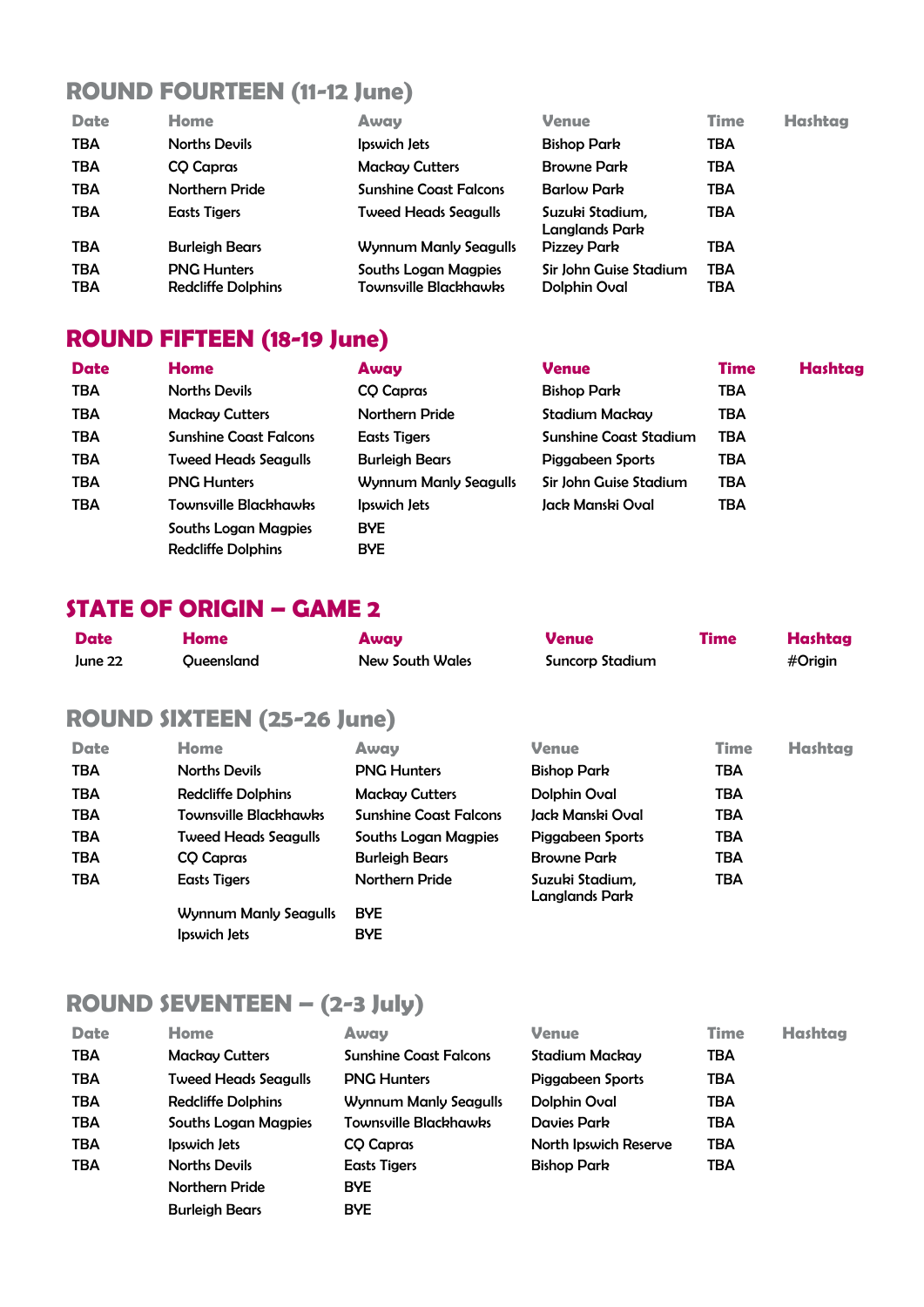## ROUND FOURTEEN (11-12 June)

| Date | Home | Away | Venue | Time | Hashtag |
|---|---|---|---|---|---|
| TBA | Norths Devils | Ipswich Jets | Bishop Park | TBA | |
| TBA | CQ Capras | Mackay Cutters | Browne Park | TBA | |
| TBA | Northern Pride | Sunshine Coast Falcons | Barlow Park | TBA | |
| TBA | Easts Tigers | Tweed Heads Seagulls | Suzuki Stadium, Langlands Park | TBA | |
| TBA | Burleigh Bears | Wynnum Manly Seagulls | Pizzey Park | TBA | |
| TBA | PNG Hunters | Souths Logan Magpies | Sir John Guise Stadium | TBA | |
| TBA | Redcliffe Dolphins | Townsville Blackhawks | Dolphin Oval | TBA | |

## ROUND FIFTEEN (18-19 June)

| Date | Home | Away | Venue | Time | Hashtag |
|---|---|---|---|---|---|
| TBA | Norths Devils | CQ Capras | Bishop Park | TBA | |
| TBA | Mackay Cutters | Northern Pride | Stadium Mackay | TBA | |
| TBA | Sunshine Coast Falcons | Easts Tigers | Sunshine Coast Stadium | TBA | |
| TBA | Tweed Heads Seagulls | Burleigh Bears | Piggabeen Sports | TBA | |
| TBA | PNG Hunters | Wynnum Manly Seagulls | Sir John Guise Stadium | TBA | |
| TBA | Townsville Blackhawks | Ipswich Jets | Jack Manski Oval | TBA | |
| | Souths Logan Magpies | BYE | | | |
| | Redcliffe Dolphins | BYE | | | |

## STATE OF ORIGIN – GAME 2

| Date | Home | Away | Venue | Time | Hashtag |
|---|---|---|---|---|---|
| June 22 | Queensland | New South Wales | Suncorp Stadium | | #Origin |

## ROUND SIXTEEN (25-26 June)

| Date | Home | Away | Venue | Time | Hashtag |
|---|---|---|---|---|---|
| TBA | Norths Devils | PNG Hunters | Bishop Park | TBA | |
| TBA | Redcliffe Dolphins | Mackay Cutters | Dolphin Oval | TBA | |
| TBA | Townsville Blackhawks | Sunshine Coast Falcons | Jack Manski Oval | TBA | |
| TBA | Tweed Heads Seagulls | Souths Logan Magpies | Piggabeen Sports | TBA | |
| TBA | CQ Capras | Burleigh Bears | Browne Park | TBA | |
| TBA | Easts Tigers | Northern Pride | Suzuki Stadium, Langlands Park | TBA | |
| | Wynnum Manly Seagulls | BYE | | | |
| | Ipswich Jets | BYE | | | |

## ROUND SEVENTEEN – (2-3 July)

| Date | Home | Away | Venue | Time | Hashtag |
|---|---|---|---|---|---|
| TBA | Mackay Cutters | Sunshine Coast Falcons | Stadium Mackay | TBA | |
| TBA | Tweed Heads Seagulls | PNG Hunters | Piggabeen Sports | TBA | |
| TBA | Redcliffe Dolphins | Wynnum Manly Seagulls | Dolphin Oval | TBA | |
| TBA | Souths Logan Magpies | Townsville Blackhawks | Davies Park | TBA | |
| TBA | Ipswich Jets | CQ Capras | North Ipswich Reserve | TBA | |
| TBA | Norths Devils | Easts Tigers | Bishop Park | TBA | |
| | Northern Pride | BYE | | | |
| | Burleigh Bears | BYE | | | |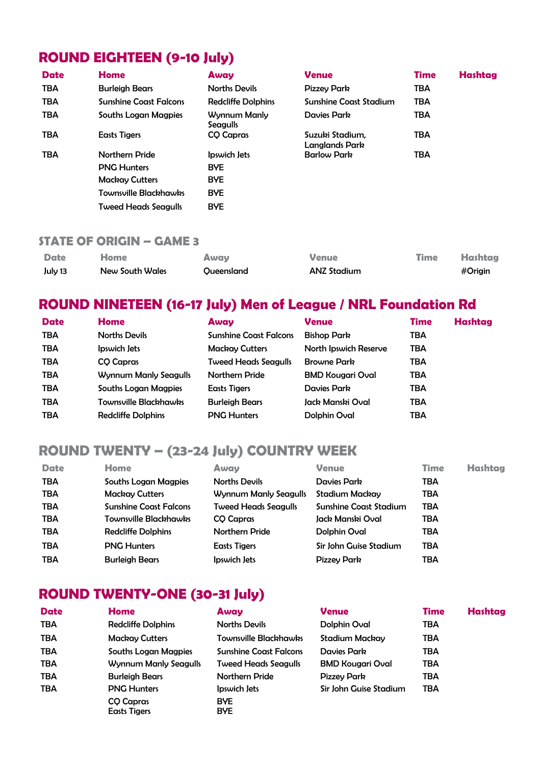## ROUND EIGHTEEN (9-10 July)

| Date | Home | Away | Venue | Time | Hashtag |
|---|---|---|---|---|---|
| TBA | Burleigh Bears | Norths Devils | Pizzey Park | TBA | |
| TBA | Sunshine Coast Falcons | Redcliffe Dolphins | Sunshine Coast Stadium | TBA | |
| TBA | Souths Logan Magpies | Wynnum Manly Seagulls | Davies Park | TBA | |
| TBA | Easts Tigers | CQ Capras | Suzuki Stadium, Langlands Park | TBA | |
| TBA | Northern Pride | Ipswich Jets | Barlow Park | TBA | |
| | PNG Hunters | BYE | | | |
| | Mackay Cutters | BYE | | | |
| | Townsville Blackhawks | BYE | | | |
| | Tweed Heads Seagulls | BYE | | | |

## STATE OF ORIGIN – GAME 3

| Date | Home | Away | Venue | Time | Hashtag |
|---|---|---|---|---|---|
| July 13 | New South Wales | Queensland | ANZ Stadium | | #Origin |

## ROUND NINETEEN (16-17 July) Men of League / NRL Foundation Rd

| Date | Home | Away | Venue | Time | Hashtag |
|---|---|---|---|---|---|
| TBA | Norths Devils | Sunshine Coast Falcons | Bishop Park | TBA | |
| TBA | Ipswich Jets | Mackay Cutters | North Ipswich Reserve | TBA | |
| TBA | CQ Capras | Tweed Heads Seagulls | Browne Park | TBA | |
| TBA | Wynnum Manly Seagulls | Northern Pride | BMD Kougari Oval | TBA | |
| TBA | Souths Logan Magpies | Easts Tigers | Davies Park | TBA | |
| TBA | Townsville Blackhawks | Burleigh Bears | Jack Manski Oval | TBA | |
| TBA | Redcliffe Dolphins | PNG Hunters | Dolphin Oval | TBA | |

## ROUND TWENTY – (23-24 July) COUNTRY WEEK

| Date | Home | Away | Venue | Time | Hashtag |
|---|---|---|---|---|---|
| TBA | Souths Logan Magpies | Norths Devils | Davies Park | TBA | |
| TBA | Mackay Cutters | Wynnum Manly Seagulls | Stadium Mackay | TBA | |
| TBA | Sunshine Coast Falcons | Tweed Heads Seagulls | Sunshine Coast Stadium | TBA | |
| TBA | Townsville Blackhawks | CQ Capras | Jack Manski Oval | TBA | |
| TBA | Redcliffe Dolphins | Northern Pride | Dolphin Oval | TBA | |
| TBA | PNG Hunters | Easts Tigers | Sir John Guise Stadium | TBA | |
| TBA | Burleigh Bears | Ipswich Jets | Pizzey Park | TBA | |

## ROUND TWENTY-ONE (30-31 July)

| Date | Home | Away | Venue | Time | Hashtag |
|---|---|---|---|---|---|
| TBA | Redcliffe Dolphins | Norths Devils | Dolphin Oval | TBA | |
| TBA | Mackay Cutters | Townsville Blackhawks | Stadium Mackay | TBA | |
| TBA | Souths Logan Magpies | Sunshine Coast Falcons | Davies Park | TBA | |
| TBA | Wynnum Manly Seagulls | Tweed Heads Seagulls | BMD Kougari Oval | TBA | |
| TBA | Burleigh Bears | Northern Pride | Pizzey Park | TBA | |
| TBA | PNG Hunters | Ipswich Jets | Sir John Guise Stadium | TBA | |
| | CQ Capras | BYE | | | |
| | Easts Tigers | BYE | | | |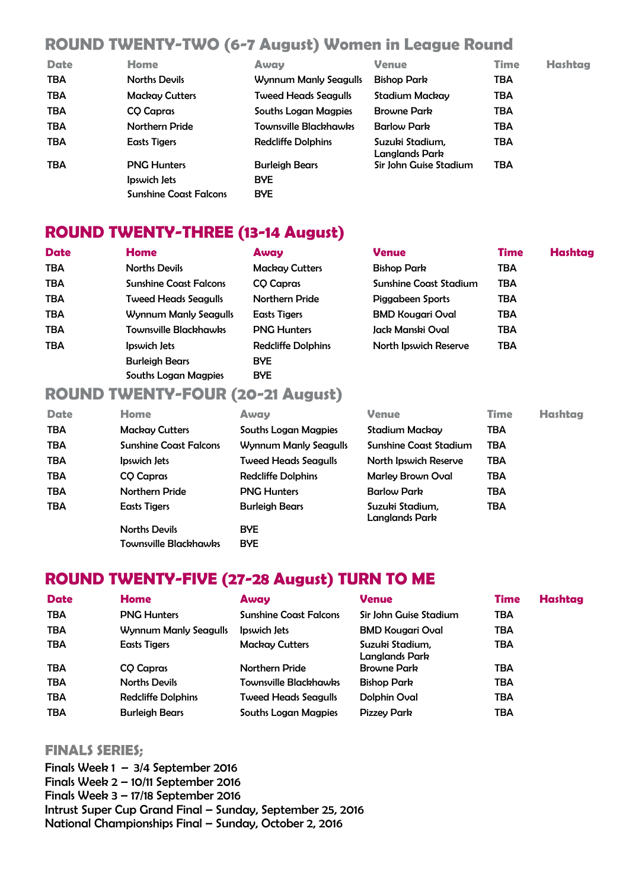## ROUND TWENTY-TWO (6-7 August) Women in League Round

| Date | Home | Away | Venue | Time | Hashtag |
|---|---|---|---|---|---|
| TBA | Norths Devils | Wynnum Manly Seagulls | Bishop Park | TBA | |
| TBA | Mackay Cutters | Tweed Heads Seagulls | Stadium Mackay | TBA | |
| TBA | CQ Capras | Souths Logan Magpies | Browne Park | TBA | |
| TBA | Northern Pride | Townsville Blackhawks | Barlow Park | TBA | |
| TBA | Easts Tigers | Redcliffe Dolphins | Suzuki Stadium, Langlands Park | TBA | |
| TBA | PNG Hunters | Burleigh Bears | Sir John Guise Stadium | TBA | |
| | Ipswich Jets | BYE | | | |
| | Sunshine Coast Falcons | BYE | | | |

## ROUND TWENTY-THREE (13-14 August)

| Date | Home | Away | Venue | Time | Hashtag |
|---|---|---|---|---|---|
| TBA | Norths Devils | Mackay Cutters | Bishop Park | TBA | |
| TBA | Sunshine Coast Falcons | CQ Capras | Sunshine Coast Stadium | TBA | |
| TBA | Tweed Heads Seagulls | Northern Pride | Piggabeen Sports | TBA | |
| TBA | Wynnum Manly Seagulls | Easts Tigers | BMD Kougari Oval | TBA | |
| TBA | Townsville Blackhawks | PNG Hunters | Jack Manski Oval | TBA | |
| TBA | Ipswich Jets | Redcliffe Dolphins | North Ipswich Reserve | TBA | |
| | Burleigh Bears | BYE | | | |
| | Souths Logan Magpies | BYE | | | |

## ROUND TWENTY-FOUR (20-21 August)

| Date | Home | Away | Venue | Time | Hashtag |
|---|---|---|---|---|---|
| TBA | Mackay Cutters | Souths Logan Magpies | Stadium Mackay | TBA | |
| TBA | Sunshine Coast Falcons | Wynnum Manly Seagulls | Sunshine Coast Stadium | TBA | |
| TBA | Ipswich Jets | Tweed Heads Seagulls | North Ipswich Reserve | TBA | |
| TBA | CQ Capras | Redcliffe Dolphins | Marley Brown Oval | TBA | |
| TBA | Northern Pride | PNG Hunters | Barlow Park | TBA | |
| TBA | Easts Tigers | Burleigh Bears | Suzuki Stadium, Langlands Park | TBA | |
| | Norths Devils | BYE | | | |
| | Townsville Blackhawks | BYE | | | |

## ROUND TWENTY-FIVE (27-28 August) TURN TO ME

| Date | Home | Away | Venue | Time | Hashtag |
|---|---|---|---|---|---|
| TBA | PNG Hunters | Sunshine Coast Falcons | Sir John Guise Stadium | TBA | |
| TBA | Wynnum Manly Seagulls | Ipswich Jets | BMD Kougari Oval | TBA | |
| TBA | Easts Tigers | Mackay Cutters | Suzuki Stadium, Langlands Park | TBA | |
| TBA | CQ Capras | Northern Pride | Browne Park | TBA | |
| TBA | Norths Devils | Townsville Blackhawks | Bishop Park | TBA | |
| TBA | Redcliffe Dolphins | Tweed Heads Seagulls | Dolphin Oval | TBA | |
| TBA | Burleigh Bears | Souths Logan Magpies | Pizzey Park | TBA | |

## FINALS SERIES;

Finals Week 1 – 3/4 September 2016
Finals Week 2 – 10/11 September 2016
Finals Week 3 – 17/18 September 2016
Intrust Super Cup Grand Final – Sunday, September 25, 2016
National Championships Final – Sunday, October 2, 2016